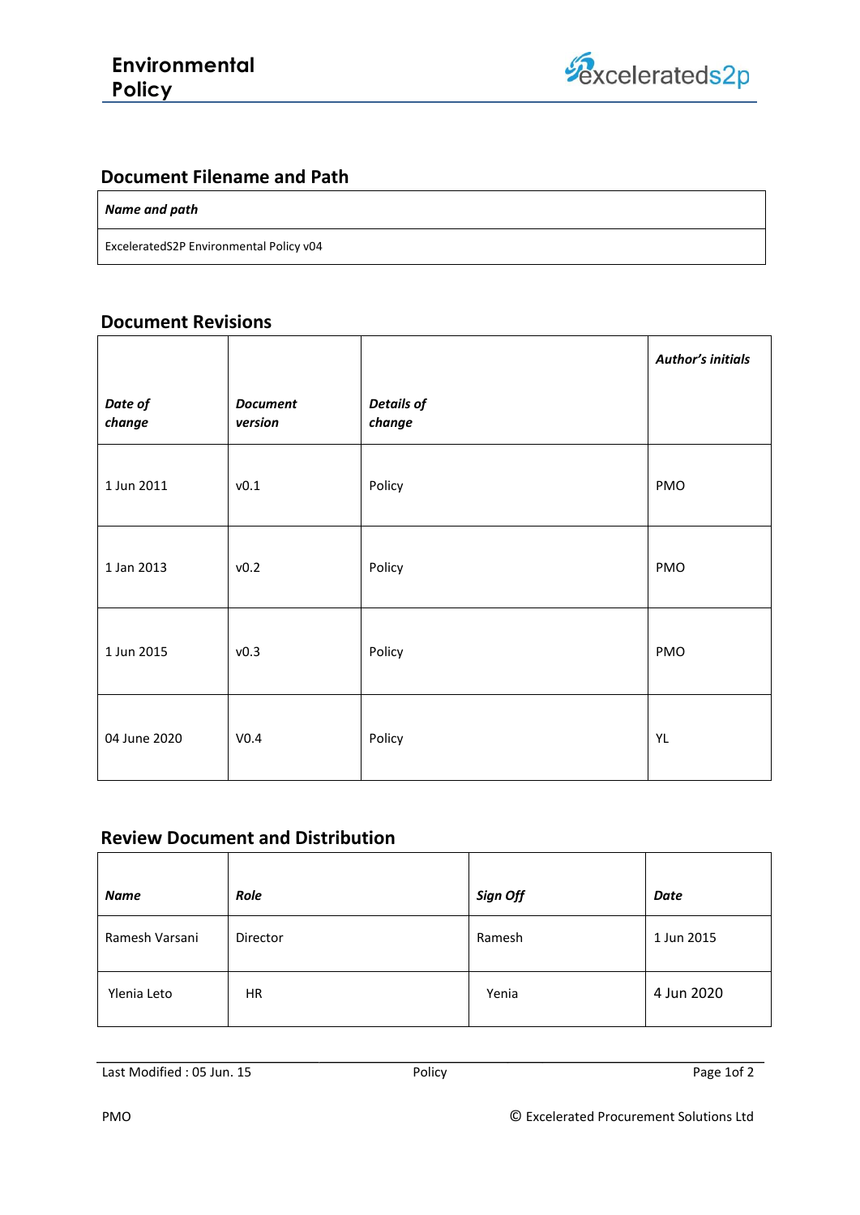# Environmental Policy

excelerateds2p

## Document Filename and Path

| *Name and path* |
|---|
| ExceleratedS2P Environmental Policy v04 |

## Document Revisions

| *Date of change* | *Document version* | *Details of change* | *Author's initials* |
|---|---|---|---|
| 1 Jun 2011 | v0.1 | Policy | PMO |
| 1 Jan 2013 | v0.2 | Policy | PMO |
| 1 Jun 2015 | v0.3 | Policy | PMO |
| 04 June 2020 | V0.4 | Policy | YL |

## Review Document and Distribution

| *Name* | *Role* | *Sign Off* | *Date* |
|---|---|---|---|
| Ramesh Varsani | Director | Ramesh | 1 Jun 2015 |
| Ylenia Leto | HR | Yenia | 4 Jun 2020 |

Last Modified : 05 Jun. 15 Policy

PMO © Excelerated Procurement Solutions Ltd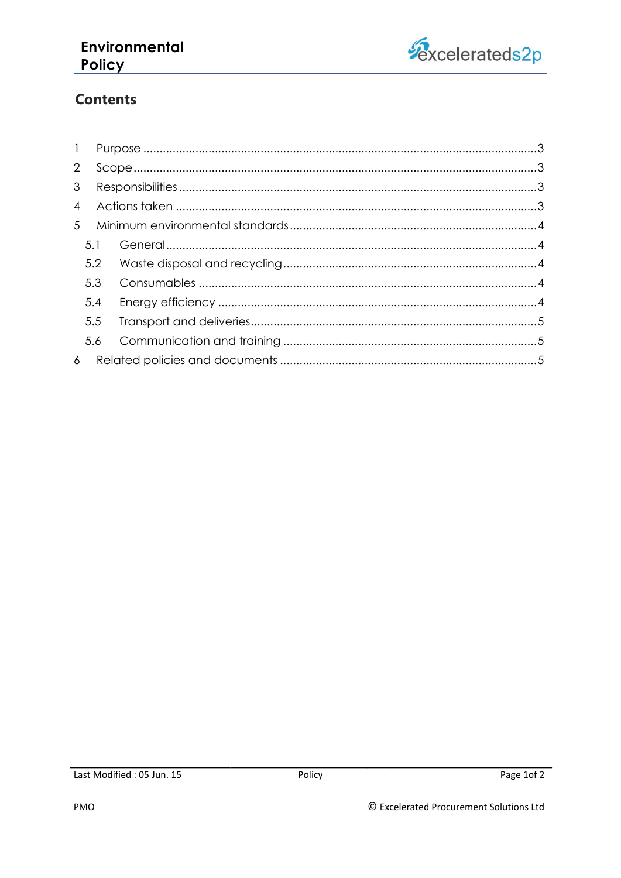## Contents

1 Purpose ....................................................................................................................3

2 Scope ........................................................................................................................3

3 Responsibilities .........................................................................................................3

4 Actions taken ............................................................................................................3

5 Minimum environmental standards .........................................................................4

5.1 General ................................................................................................................4

5.2 Waste disposal and recycling ...............................................................................4

5.3 Consumables .......................................................................................................4

5.4 Energy efficiency .................................................................................................4

5.5 Transport and deliveries.......................................................................................5

5.6 Communication and training ...............................................................................5

6 Related policies and documents ..............................................................................5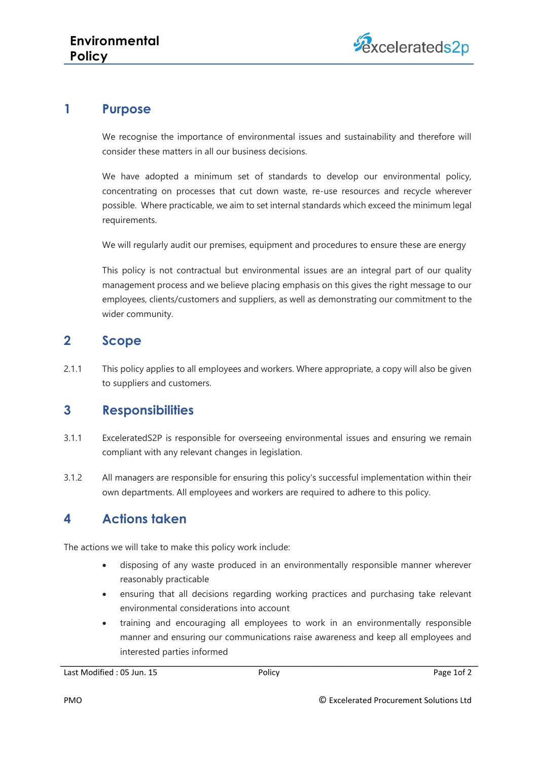## 1 Purpose

We recognise the importance of environmental issues and sustainability and therefore will consider these matters in all our business decisions.

We have adopted a minimum set of standards to develop our environmental policy, concentrating on processes that cut down waste, re-use resources and recycle wherever possible. Where practicable, we aim to set internal standards which exceed the minimum legal requirements.

We will regularly audit our premises, equipment and procedures to ensure these are energy

This policy is not contractual but environmental issues are an integral part of our quality management process and we believe placing emphasis on this gives the right message to our employees, clients/customers and suppliers, as well as demonstrating our commitment to the wider community.

## 2 Scope

2.1.1 This policy applies to all employees and workers. Where appropriate, a copy will also be given to suppliers and customers.

## 3 Responsibilities

3.1.1 ExceleratedS2P is responsible for overseeing environmental issues and ensuring we remain compliant with any relevant changes in legislation.

3.1.2 All managers are responsible for ensuring this policy's successful implementation within their own departments. All employees and workers are required to adhere to this policy.

## 4 Actions taken

The actions we will take to make this policy work include:

- disposing of any waste produced in an environmentally responsible manner wherever reasonably practicable
- ensuring that all decisions regarding working practices and purchasing take relevant environmental considerations into account
- training and encouraging all employees to work in an environmentally responsible manner and ensuring our communications raise awareness and keep all employees and interested parties informed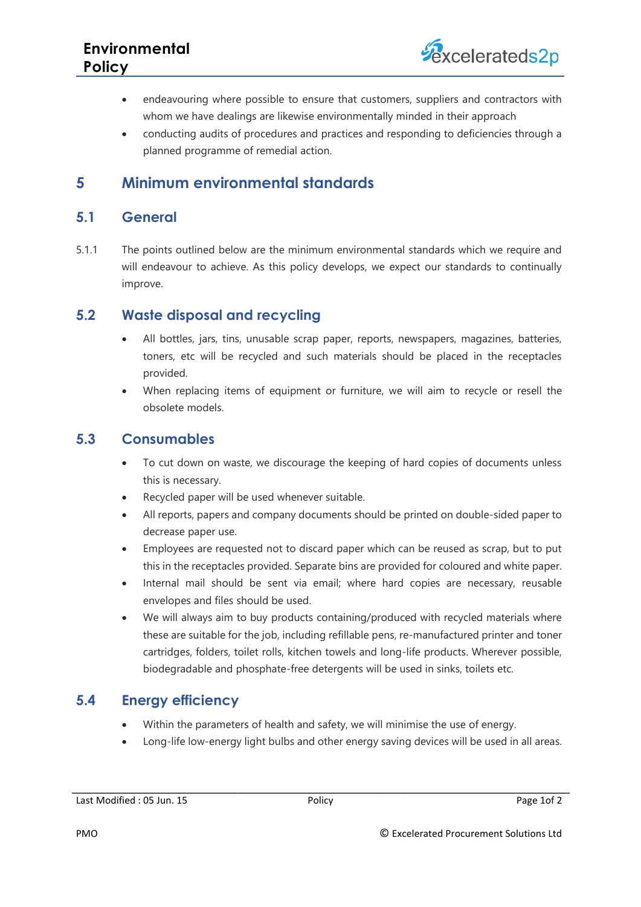- endeavouring where possible to ensure that customers, suppliers and contractors with whom we have dealings are likewise environmentally minded in their approach
- conducting audits of procedures and practices and responding to deficiencies through a planned programme of remedial action.

# 5 Minimum environmental standards

## 5.1 General

5.1.1 The points outlined below are the minimum environmental standards which we require and will endeavour to achieve. As this policy develops, we expect our standards to continually improve.

## 5.2 Waste disposal and recycling

- All bottles, jars, tins, unusable scrap paper, reports, newspapers, magazines, batteries, toners, etc will be recycled and such materials should be placed in the receptacles provided.
- When replacing items of equipment or furniture, we will aim to recycle or resell the obsolete models.

## 5.3 Consumables

- To cut down on waste, we discourage the keeping of hard copies of documents unless this is necessary.
- Recycled paper will be used whenever suitable.
- All reports, papers and company documents should be printed on double-sided paper to decrease paper use.
- Employees are requested not to discard paper which can be reused as scrap, but to put this in the receptacles provided. Separate bins are provided for coloured and white paper.
- Internal mail should be sent via email; where hard copies are necessary, reusable envelopes and files should be used.
- We will always aim to buy products containing/produced with recycled materials where these are suitable for the job, including refillable pens, re-manufactured printer and toner cartridges, folders, toilet rolls, kitchen towels and long-life products. Wherever possible, biodegradable and phosphate-free detergents will be used in sinks, toilets etc.

## 5.4 Energy efficiency

- Within the parameters of health and safety, we will minimise the use of energy.
- Long-life low-energy light bulbs and other energy saving devices will be used in all areas.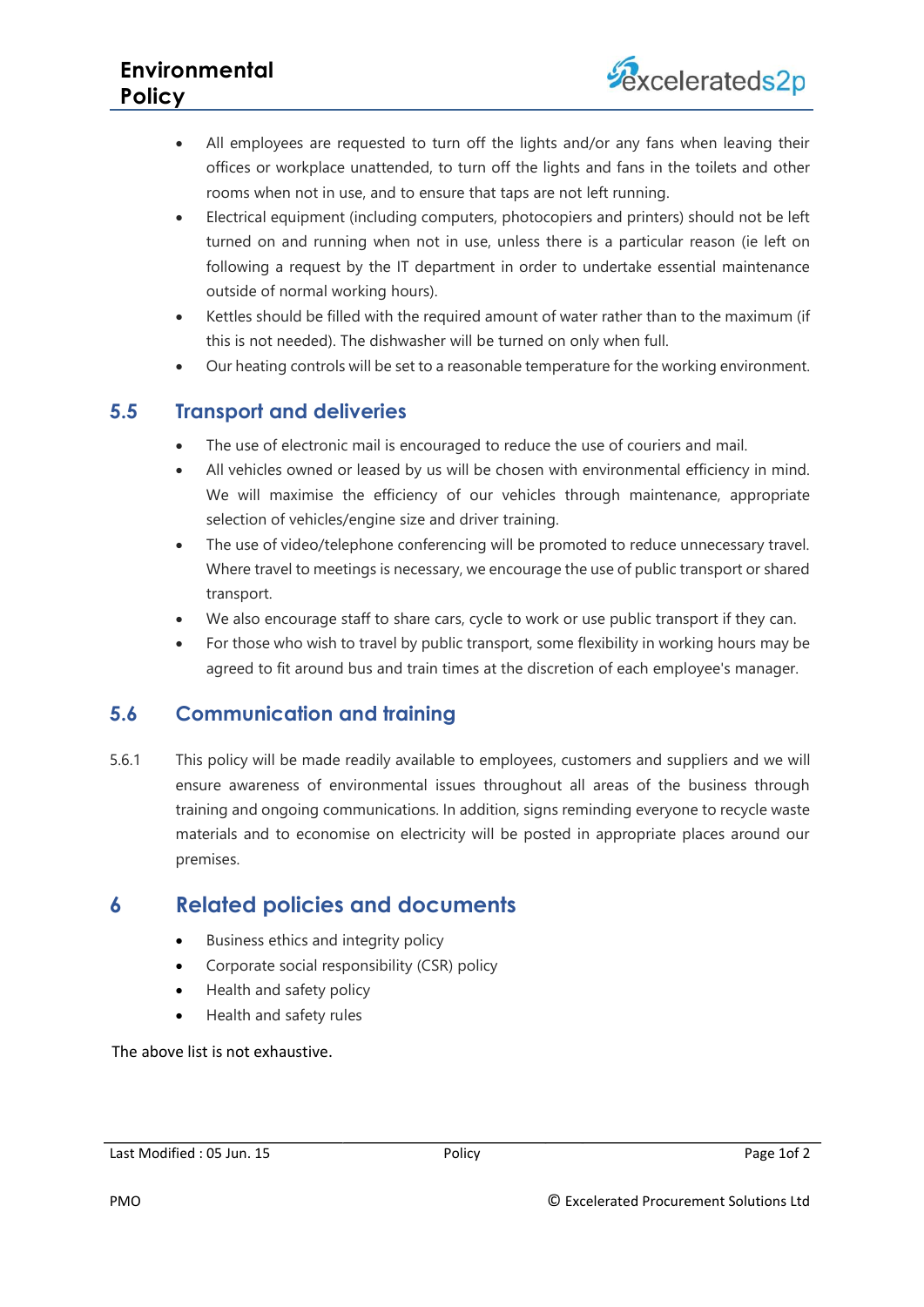- All employees are requested to turn off the lights and/or any fans when leaving their offices or workplace unattended, to turn off the lights and fans in the toilets and other rooms when not in use, and to ensure that taps are not left running.
- Electrical equipment (including computers, photocopiers and printers) should not be left turned on and running when not in use, unless there is a particular reason (ie left on following a request by the IT department in order to undertake essential maintenance outside of normal working hours).
- Kettles should be filled with the required amount of water rather than to the maximum (if this is not needed). The dishwasher will be turned on only when full.
- Our heating controls will be set to a reasonable temperature for the working environment.

## 5.5 Transport and deliveries

- The use of electronic mail is encouraged to reduce the use of couriers and mail.
- All vehicles owned or leased by us will be chosen with environmental efficiency in mind. We will maximise the efficiency of our vehicles through maintenance, appropriate selection of vehicles/engine size and driver training.
- The use of video/telephone conferencing will be promoted to reduce unnecessary travel. Where travel to meetings is necessary, we encourage the use of public transport or shared transport.
- We also encourage staff to share cars, cycle to work or use public transport if they can.
- For those who wish to travel by public transport, some flexibility in working hours may be agreed to fit around bus and train times at the discretion of each employee's manager.

## 5.6 Communication and training

5.6.1 This policy will be made readily available to employees, customers and suppliers and we will ensure awareness of environmental issues throughout all areas of the business through training and ongoing communications. In addition, signs reminding everyone to recycle waste materials and to economise on electricity will be posted in appropriate places around our premises.

# 6 Related policies and documents

- Business ethics and integrity policy
- Corporate social responsibility (CSR) policy
- Health and safety policy
- Health and safety rules

The above list is not exhaustive.